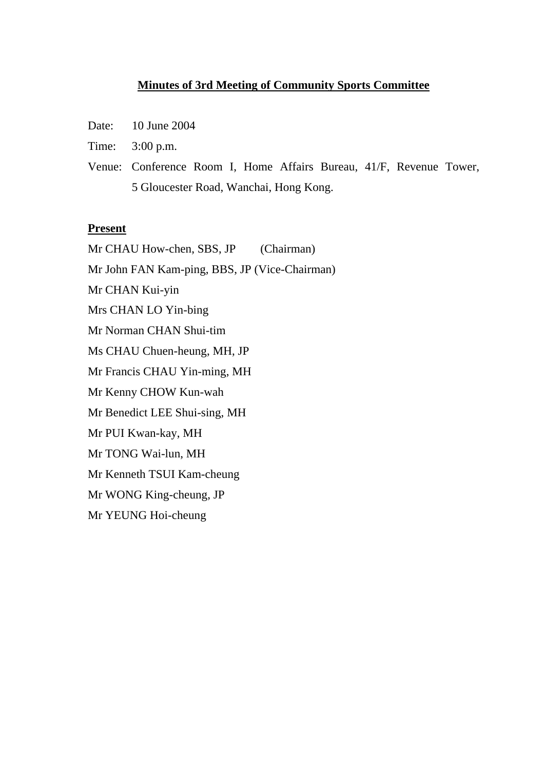# Minutes of 3rd Meeting of Community Sports Committee

Date: 10 June 2004

Time: 3:00 p.m.

Venue: Conference Room I, Home Affairs Bureau, 41/F, Revenue Tower, 5 Gloucester Road, Wanchai, Hong Kong.

**Present**

Mr CHAU How-chen, SBS, JP (Chairman)

Mr John FAN Kam-ping, BBS, JP (Vice-Chairman)

Mr CHAN Kui-yin

Mrs CHAN LO Yin-bing

Mr Norman CHAN Shui-tim

Ms CHAU Chuen-heung, MH, JP

Mr Francis CHAU Yin-ming, MH

Mr Kenny CHOW Kun-wah

Mr Benedict LEE Shui-sing, MH

Mr PUI Kwan-kay, MH

Mr TONG Wai-lun, MH

Mr Kenneth TSUI Kam-cheung

Mr WONG King-cheung, JP

Mr YEUNG Hoi-cheung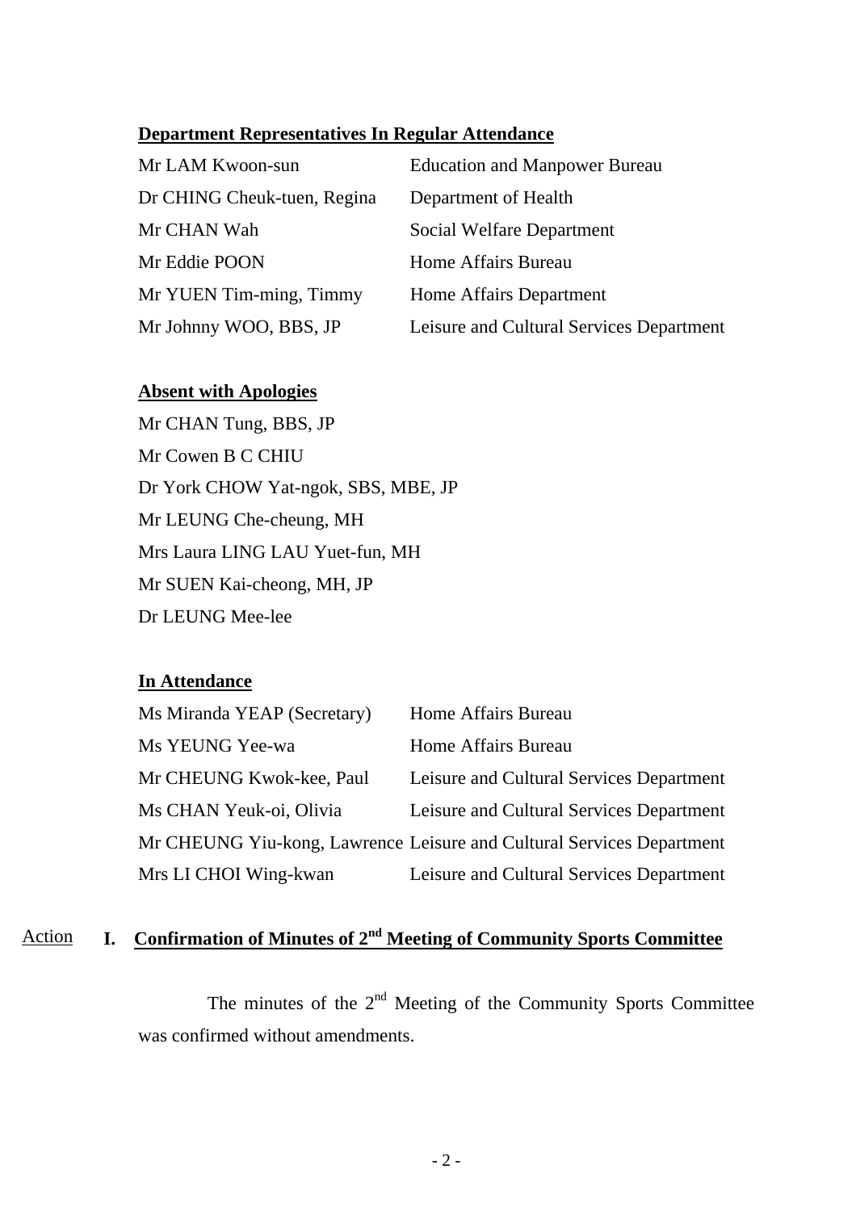**Department Representatives In Regular Attendance**

| | |
|---|---|
| Mr LAM Kwoon-sun | Education and Manpower Bureau |
| Dr CHING Cheuk-tuen, Regina | Department of Health |
| Mr CHAN Wah | Social Welfare Department |
| Mr Eddie POON | Home Affairs Bureau |
| Mr YUEN Tim-ming, Timmy | Home Affairs Department |
| Mr Johnny WOO, BBS, JP | Leisure and Cultural Services Department |

**Absent with Apologies**

Mr CHAN Tung, BBS, JP
Mr Cowen B C CHIU
Dr York CHOW Yat-ngok, SBS, MBE, JP
Mr LEUNG Che-cheung, MH
Mrs Laura LING LAU Yuet-fun, MH
Mr SUEN Kai-cheong, MH, JP
Dr LEUNG Mee-lee

**In Attendance**

| | |
|---|---|
| Ms Miranda YEAP (Secretary) | Home Affairs Bureau |
| Ms YEUNG Yee-wa | Home Affairs Bureau |
| Mr CHEUNG Kwok-kee, Paul | Leisure and Cultural Services Department |
| Ms CHAN Yeuk-oi, Olivia | Leisure and Cultural Services Department |
| Mr CHEUNG Yiu-kong, Lawrence | Leisure and Cultural Services Department |
| Mrs LI CHOI Wing-kwan | Leisure and Cultural Services Department |

Action

**I. Confirmation of Minutes of 2nd Meeting of Community Sports Committee**

The minutes of the 2nd Meeting of the Community Sports Committee was confirmed without amendments.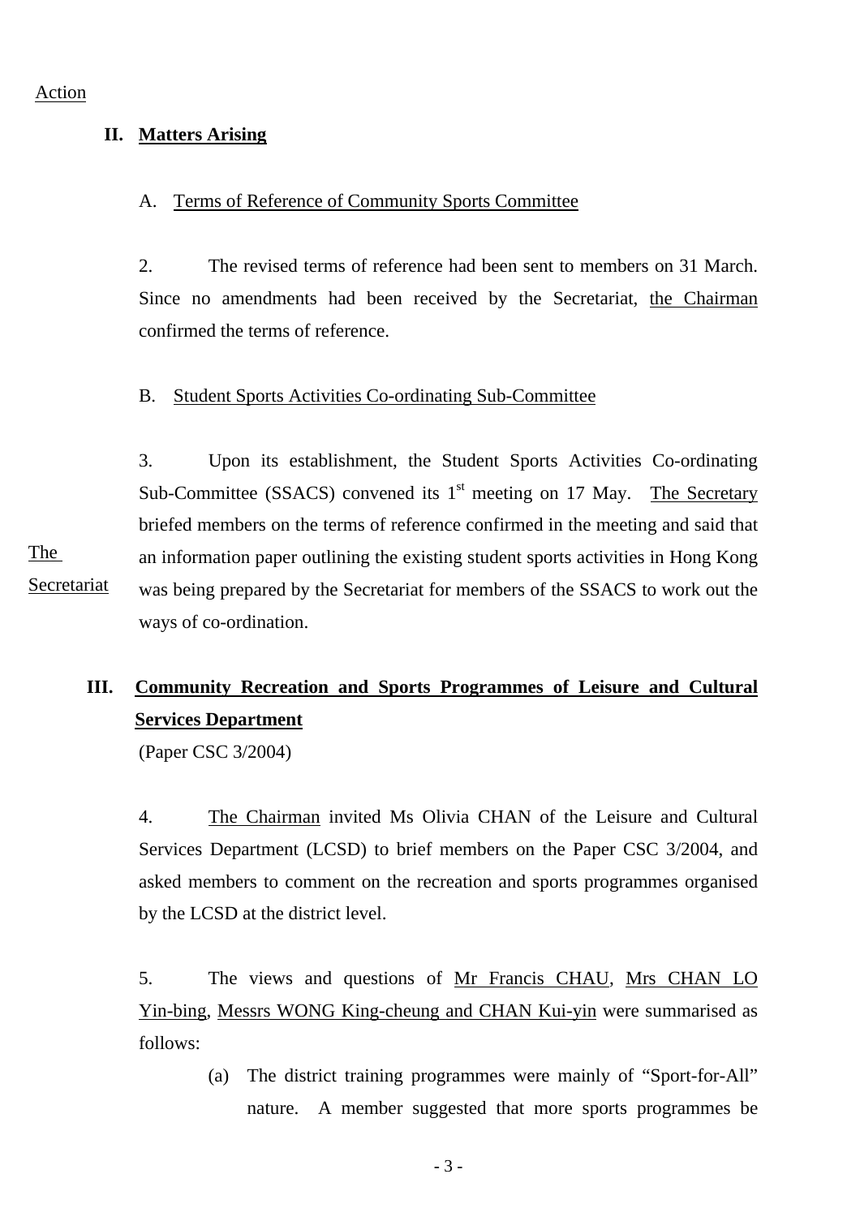Action

## II. Matters Arising

A. Terms of Reference of Community Sports Committee

2. The revised terms of reference had been sent to members on 31 March. Since no amendments had been received by the Secretariat, the Chairman confirmed the terms of reference.

B. Student Sports Activities Co-ordinating Sub-Committee

3. Upon its establishment, the Student Sports Activities Co-ordinating Sub-Committee (SSACS) convened its 1st meeting on 17 May. The Secretary briefed members on the terms of reference confirmed in the meeting and said that an information paper outlining the existing student sports activities in Hong Kong was being prepared by the Secretariat for members of the SSACS to work out the ways of co-ordination. — **The Secretariat**

## III. Community Recreation and Sports Programmes of Leisure and Cultural Services Department

(Paper CSC 3/2004)

4. The Chairman invited Ms Olivia CHAN of the Leisure and Cultural Services Department (LCSD) to brief members on the Paper CSC 3/2004, and asked members to comment on the recreation and sports programmes organised by the LCSD at the district level.

5. The views and questions of Mr Francis CHAU, Mrs CHAN LO Yin-bing, Messrs WONG King-cheung and CHAN Kui-yin were summarised as follows:

(a) The district training programmes were mainly of "Sport-for-All" nature. A member suggested that more sports programmes be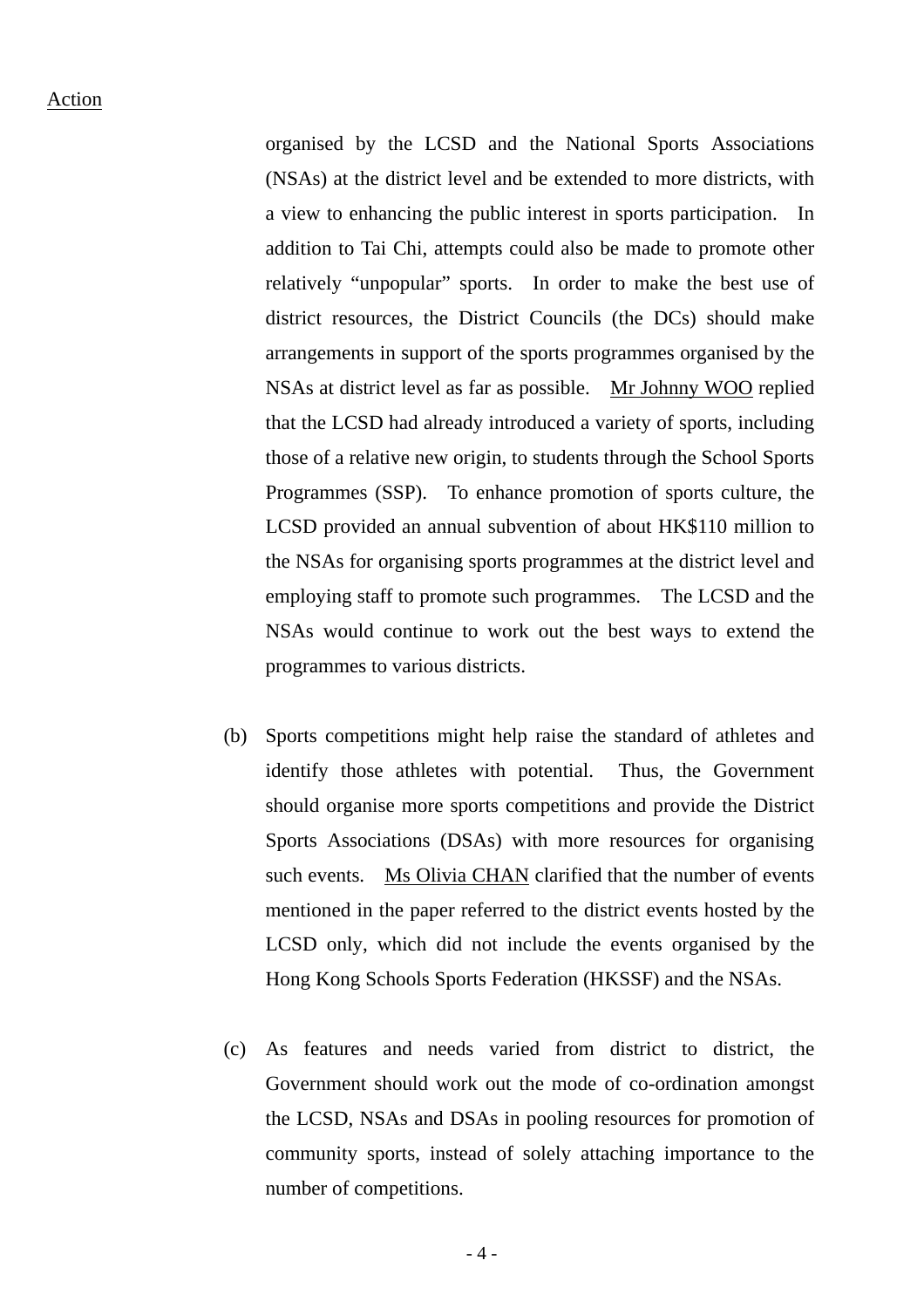Action

organised by the LCSD and the National Sports Associations (NSAs) at the district level and be extended to more districts, with a view to enhancing the public interest in sports participation. In addition to Tai Chi, attempts could also be made to promote other relatively "unpopular" sports. In order to make the best use of district resources, the District Councils (the DCs) should make arrangements in support of the sports programmes organised by the NSAs at district level as far as possible. Mr Johnny WOO replied that the LCSD had already introduced a variety of sports, including those of a relative new origin, to students through the School Sports Programmes (SSP). To enhance promotion of sports culture, the LCSD provided an annual subvention of about HK$110 million to the NSAs for organising sports programmes at the district level and employing staff to promote such programmes. The LCSD and the NSAs would continue to work out the best ways to extend the programmes to various districts.

(b) Sports competitions might help raise the standard of athletes and identify those athletes with potential. Thus, the Government should organise more sports competitions and provide the District Sports Associations (DSAs) with more resources for organising such events. Ms Olivia CHAN clarified that the number of events mentioned in the paper referred to the district events hosted by the LCSD only, which did not include the events organised by the Hong Kong Schools Sports Federation (HKSSF) and the NSAs.

(c) As features and needs varied from district to district, the Government should work out the mode of co-ordination amongst the LCSD, NSAs and DSAs in pooling resources for promotion of community sports, instead of solely attaching importance to the number of competitions.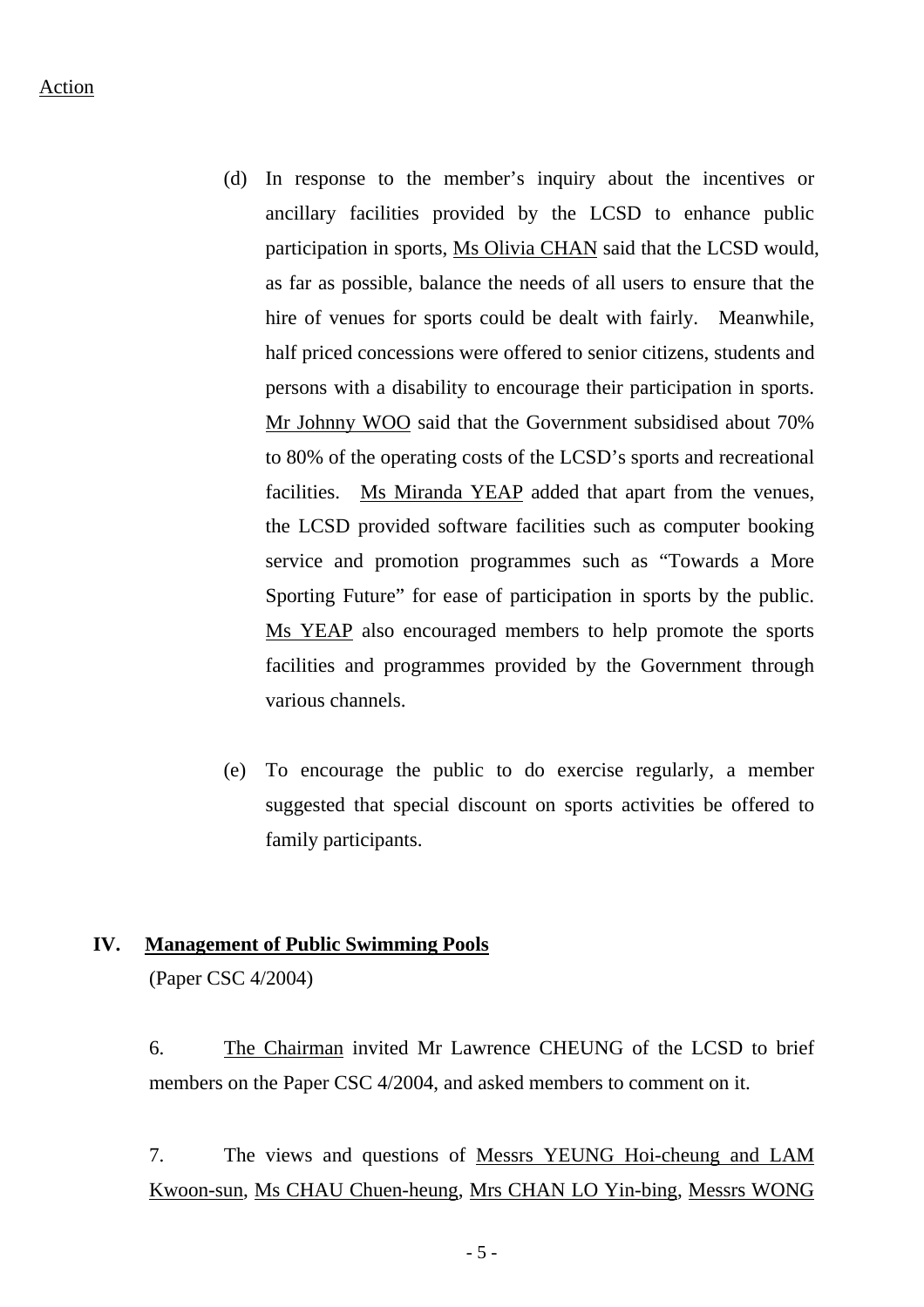Action

(d) In response to the member's inquiry about the incentives or ancillary facilities provided by the LCSD to enhance public participation in sports, Ms Olivia CHAN said that the LCSD would, as far as possible, balance the needs of all users to ensure that the hire of venues for sports could be dealt with fairly. Meanwhile, half priced concessions were offered to senior citizens, students and persons with a disability to encourage their participation in sports. Mr Johnny WOO said that the Government subsidised about 70% to 80% of the operating costs of the LCSD's sports and recreational facilities. Ms Miranda YEAP added that apart from the venues, the LCSD provided software facilities such as computer booking service and promotion programmes such as "Towards a More Sporting Future" for ease of participation in sports by the public. Ms YEAP also encouraged members to help promote the sports facilities and programmes provided by the Government through various channels.

(e) To encourage the public to do exercise regularly, a member suggested that special discount on sports activities be offered to family participants.

## IV. Management of Public Swimming Pools

(Paper CSC 4/2004)

6. The Chairman invited Mr Lawrence CHEUNG of the LCSD to brief members on the Paper CSC 4/2004, and asked members to comment on it.

7. The views and questions of Messrs YEUNG Hoi-cheung and LAM Kwoon-sun, Ms CHAU Chuen-heung, Mrs CHAN LO Yin-bing, Messrs WONG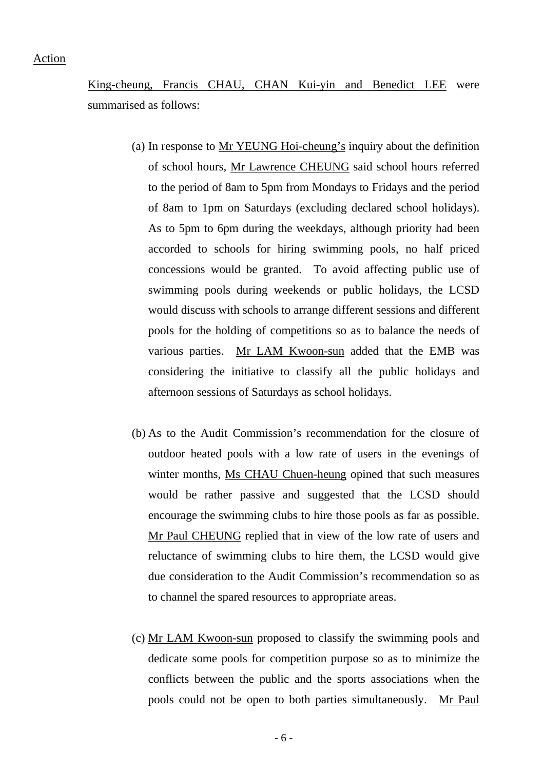Action

King-cheung, Francis CHAU, CHAN Kui-yin and Benedict LEE were summarised as follows:

(a) In response to Mr YEUNG Hoi-cheung's inquiry about the definition of school hours, Mr Lawrence CHEUNG said school hours referred to the period of 8am to 5pm from Mondays to Fridays and the period of 8am to 1pm on Saturdays (excluding declared school holidays). As to 5pm to 6pm during the weekdays, although priority had been accorded to schools for hiring swimming pools, no half priced concessions would be granted. To avoid affecting public use of swimming pools during weekends or public holidays, the LCSD would discuss with schools to arrange different sessions and different pools for the holding of competitions so as to balance the needs of various parties. Mr LAM Kwoon-sun added that the EMB was considering the initiative to classify all the public holidays and afternoon sessions of Saturdays as school holidays.

(b) As to the Audit Commission's recommendation for the closure of outdoor heated pools with a low rate of users in the evenings of winter months, Ms CHAU Chuen-heung opined that such measures would be rather passive and suggested that the LCSD should encourage the swimming clubs to hire those pools as far as possible. Mr Paul CHEUNG replied that in view of the low rate of users and reluctance of swimming clubs to hire them, the LCSD would give due consideration to the Audit Commission's recommendation so as to channel the spared resources to appropriate areas.

(c) Mr LAM Kwoon-sun proposed to classify the swimming pools and dedicate some pools for competition purpose so as to minimize the conflicts between the public and the sports associations when the pools could not be open to both parties simultaneously. Mr Paul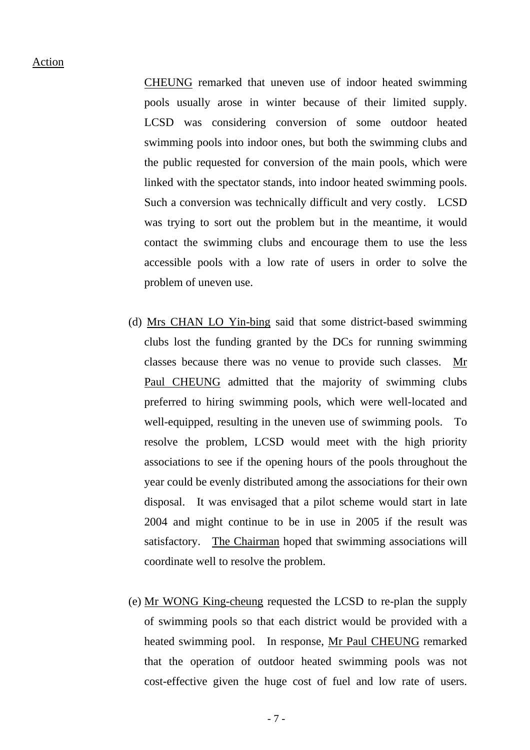Action

CHEUNG remarked that uneven use of indoor heated swimming pools usually arose in winter because of their limited supply. LCSD was considering conversion of some outdoor heated swimming pools into indoor ones, but both the swimming clubs and the public requested for conversion of the main pools, which were linked with the spectator stands, into indoor heated swimming pools. Such a conversion was technically difficult and very costly. LCSD was trying to sort out the problem but in the meantime, it would contact the swimming clubs and encourage them to use the less accessible pools with a low rate of users in order to solve the problem of uneven use.

(d) Mrs CHAN LO Yin-bing said that some district-based swimming clubs lost the funding granted by the DCs for running swimming classes because there was no venue to provide such classes. Mr Paul CHEUNG admitted that the majority of swimming clubs preferred to hiring swimming pools, which were well-located and well-equipped, resulting in the uneven use of swimming pools. To resolve the problem, LCSD would meet with the high priority associations to see if the opening hours of the pools throughout the year could be evenly distributed among the associations for their own disposal. It was envisaged that a pilot scheme would start in late 2004 and might continue to be in use in 2005 if the result was satisfactory. The Chairman hoped that swimming associations will coordinate well to resolve the problem.

(e) Mr WONG King-cheung requested the LCSD to re-plan the supply of swimming pools so that each district would be provided with a heated swimming pool. In response, Mr Paul CHEUNG remarked that the operation of outdoor heated swimming pools was not cost-effective given the huge cost of fuel and low rate of users.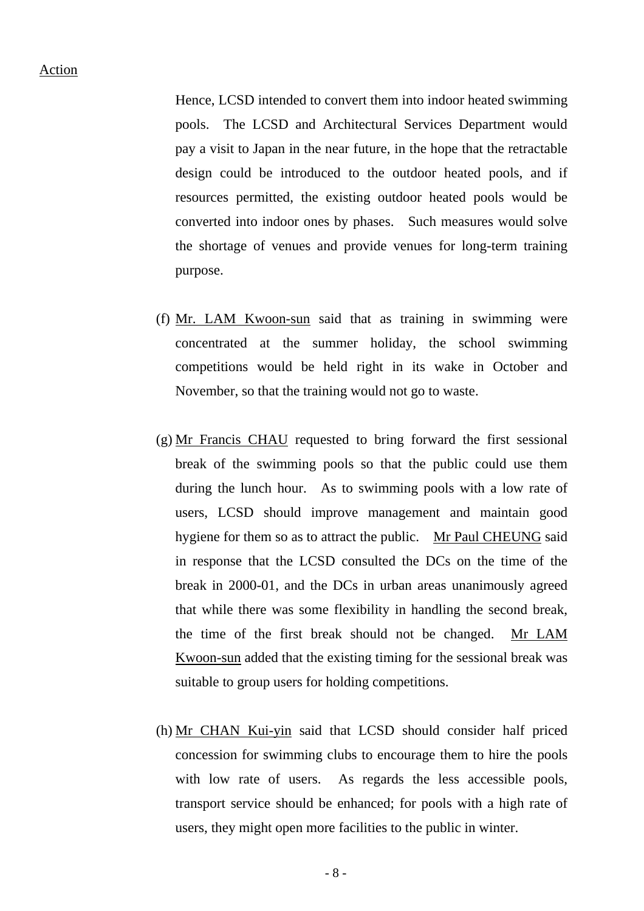Action

Hence, LCSD intended to convert them into indoor heated swimming pools. The LCSD and Architectural Services Department would pay a visit to Japan in the near future, in the hope that the retractable design could be introduced to the outdoor heated pools, and if resources permitted, the existing outdoor heated pools would be converted into indoor ones by phases. Such measures would solve the shortage of venues and provide venues for long-term training purpose.

(f) Mr. LAM Kwoon-sun said that as training in swimming were concentrated at the summer holiday, the school swimming competitions would be held right in its wake in October and November, so that the training would not go to waste.

(g) Mr Francis CHAU requested to bring forward the first sessional break of the swimming pools so that the public could use them during the lunch hour. As to swimming pools with a low rate of users, LCSD should improve management and maintain good hygiene for them so as to attract the public. Mr Paul CHEUNG said in response that the LCSD consulted the DCs on the time of the break in 2000-01, and the DCs in urban areas unanimously agreed that while there was some flexibility in handling the second break, the time of the first break should not be changed. Mr LAM Kwoon-sun added that the existing timing for the sessional break was suitable to group users for holding competitions.

(h) Mr CHAN Kui-yin said that LCSD should consider half priced concession for swimming clubs to encourage them to hire the pools with low rate of users. As regards the less accessible pools, transport service should be enhanced; for pools with a high rate of users, they might open more facilities to the public in winter.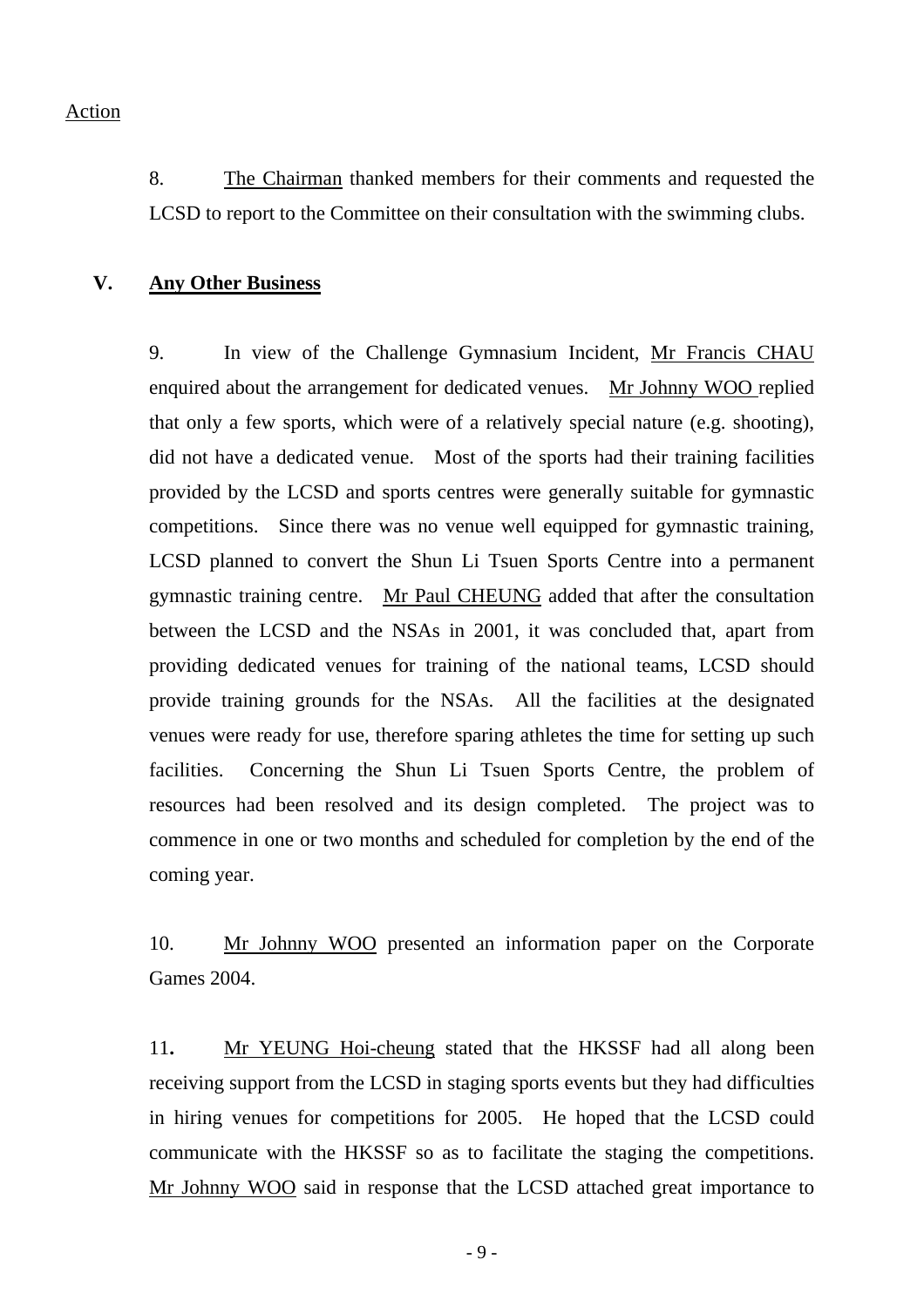Action

8. The Chairman thanked members for their comments and requested the LCSD to report to the Committee on their consultation with the swimming clubs.

## V. Any Other Business

9. In view of the Challenge Gymnasium Incident, Mr Francis CHAU enquired about the arrangement for dedicated venues. Mr Johnny WOO replied that only a few sports, which were of a relatively special nature (e.g. shooting), did not have a dedicated venue. Most of the sports had their training facilities provided by the LCSD and sports centres were generally suitable for gymnastic competitions. Since there was no venue well equipped for gymnastic training, LCSD planned to convert the Shun Li Tsuen Sports Centre into a permanent gymnastic training centre. Mr Paul CHEUNG added that after the consultation between the LCSD and the NSAs in 2001, it was concluded that, apart from providing dedicated venues for training of the national teams, LCSD should provide training grounds for the NSAs. All the facilities at the designated venues were ready for use, therefore sparing athletes the time for setting up such facilities. Concerning the Shun Li Tsuen Sports Centre, the problem of resources had been resolved and its design completed. The project was to commence in one or two months and scheduled for completion by the end of the coming year.

10. Mr Johnny WOO presented an information paper on the Corporate Games 2004.

11**.** Mr YEUNG Hoi-cheung stated that the HKSSF had all along been receiving support from the LCSD in staging sports events but they had difficulties in hiring venues for competitions for 2005. He hoped that the LCSD could communicate with the HKSSF so as to facilitate the staging the competitions. Mr Johnny WOO said in response that the LCSD attached great importance to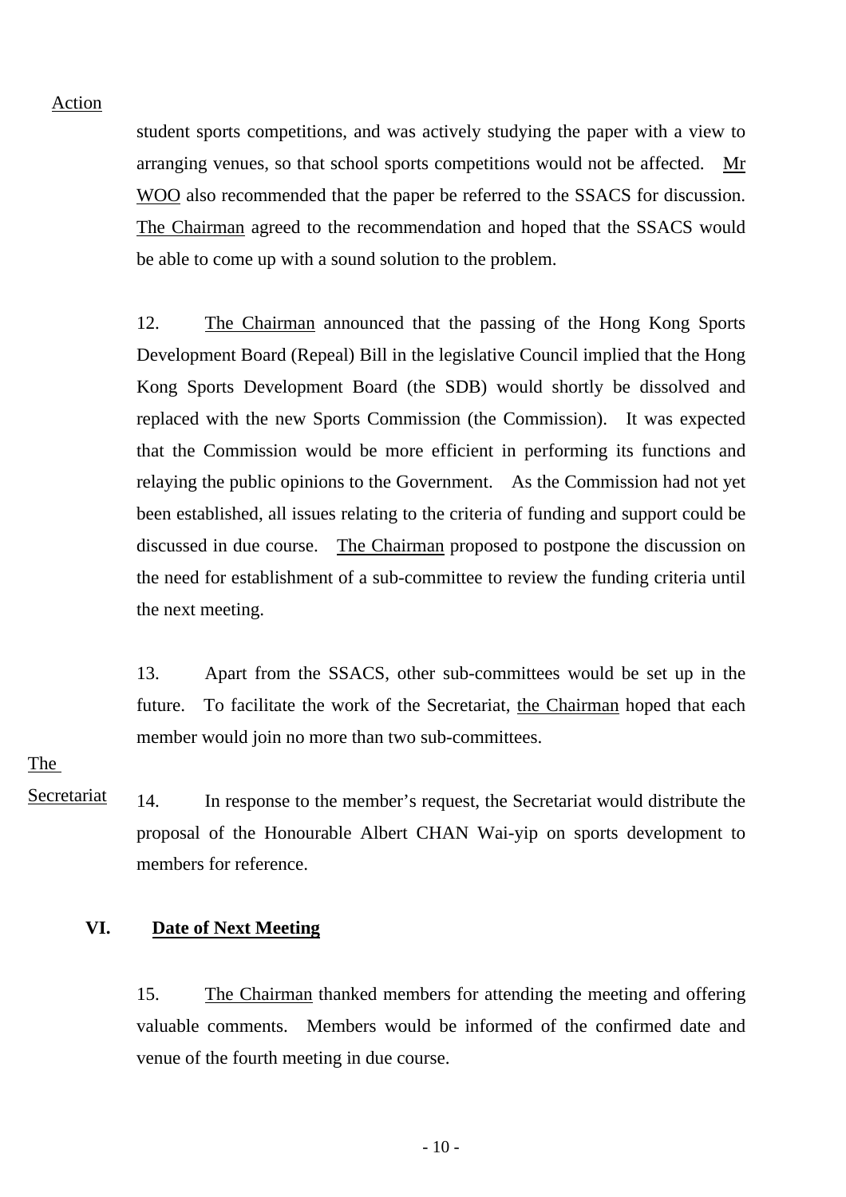Action

student sports competitions, and was actively studying the paper with a view to arranging venues, so that school sports competitions would not be affected. Mr WOO also recommended that the paper be referred to the SSACS for discussion. The Chairman agreed to the recommendation and hoped that the SSACS would be able to come up with a sound solution to the problem.

12. The Chairman announced that the passing of the Hong Kong Sports Development Board (Repeal) Bill in the legislative Council implied that the Hong Kong Sports Development Board (the SDB) would shortly be dissolved and replaced with the new Sports Commission (the Commission). It was expected that the Commission would be more efficient in performing its functions and relaying the public opinions to the Government. As the Commission had not yet been established, all issues relating to the criteria of funding and support could be discussed in due course. The Chairman proposed to postpone the discussion on the need for establishment of a sub-committee to review the funding criteria until the next meeting.

13. Apart from the SSACS, other sub-committees would be set up in the future. To facilitate the work of the Secretariat, the Chairman hoped that each member would join no more than two sub-committees.

The Secretariat

14. In response to the member's request, the Secretariat would distribute the proposal of the Honourable Albert CHAN Wai-yip on sports development to members for reference.

## VI. Date of Next Meeting

15. The Chairman thanked members for attending the meeting and offering valuable comments. Members would be informed of the confirmed date and venue of the fourth meeting in due course.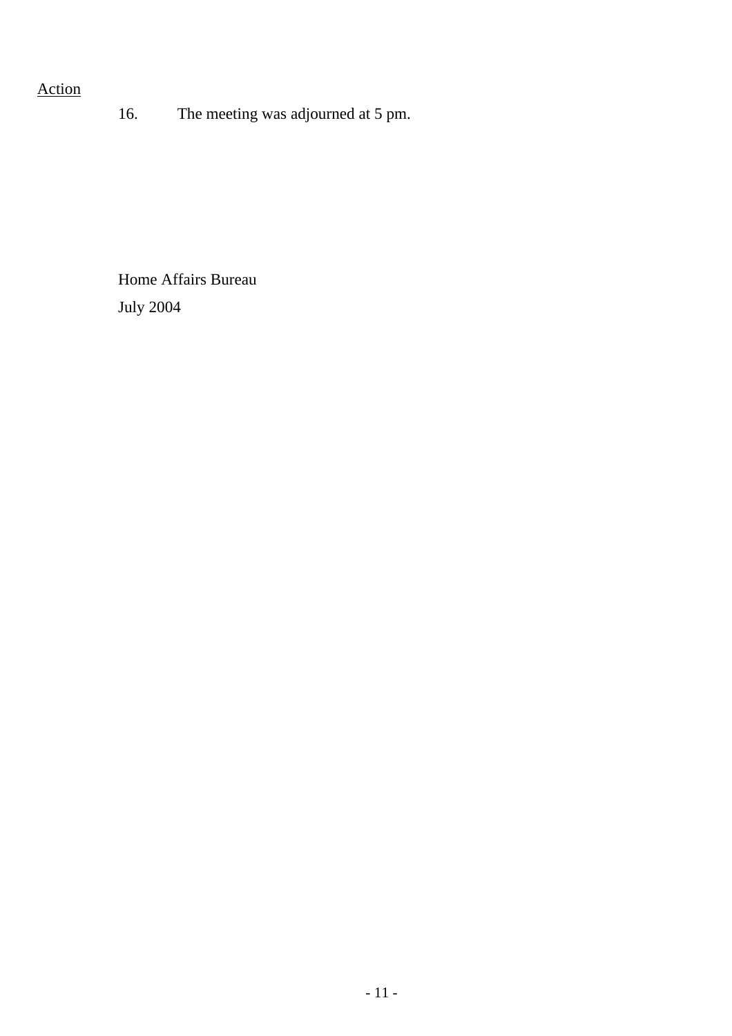Action

16. The meeting was adjourned at 5 pm.

Home Affairs Bureau

July 2004